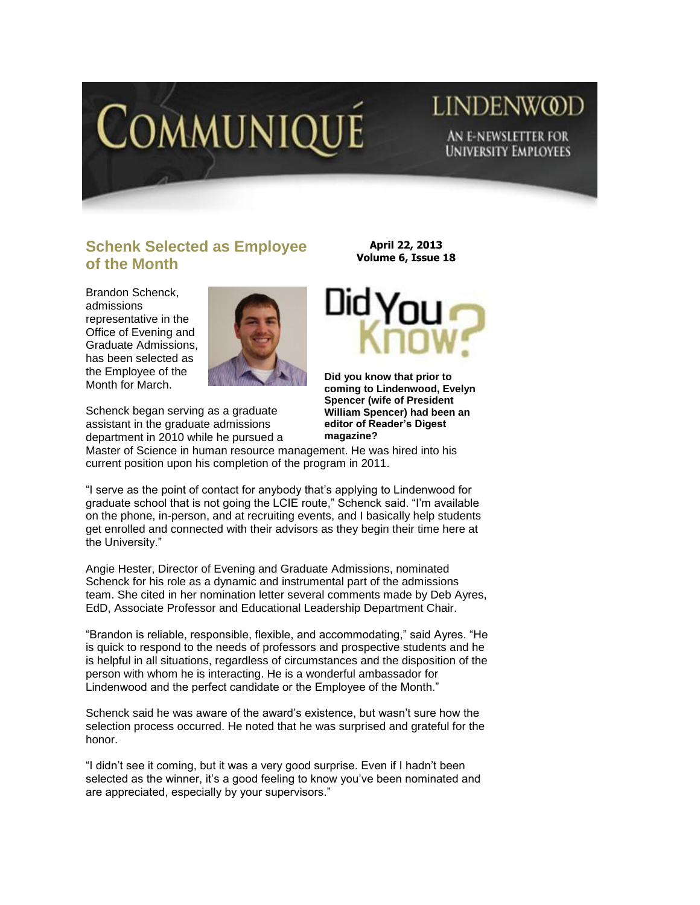# COMMUNIQUÉ

LINDENWOOD

AN E-NEWSLETTER FOR UNIVERSITY EMPLOYEES

## Schenk Selected as Employee of the Month

**April 22, 2013**
**Volume 6, Issue 18**

Brandon Schenck, admissions representative in the Office of Evening and Graduate Admissions, has been selected as the Employee of the Month for March.

Schenck began serving as a graduate assistant in the graduate admissions department in 2010 while he pursued a Master of Science in human resource management. He was hired into his current position upon his completion of the program in 2011.

"I serve as the point of contact for anybody that's applying to Lindenwood for graduate school that is not going the LCIE route," Schenck said. "I'm available on the phone, in-person, and at recruiting events, and I basically help students get enrolled and connected with their advisors as they begin their time here at the University."

Angie Hester, Director of Evening and Graduate Admissions, nominated Schenck for his role as a dynamic and instrumental part of the admissions team. She cited in her nomination letter several comments made by Deb Ayres, EdD, Associate Professor and Educational Leadership Department Chair.

"Brandon is reliable, responsible, flexible, and accommodating," said Ayres. "He is quick to respond to the needs of professors and prospective students and he is helpful in all situations, regardless of circumstances and the disposition of the person with whom he is interacting. He is a wonderful ambassador for Lindenwood and the perfect candidate or the Employee of the Month."

Schenck said he was aware of the award's existence, but wasn't sure how the selection process occurred. He noted that he was surprised and grateful for the honor.

"I didn't see it coming, but it was a very good surprise. Even if I hadn't been selected as the winner, it's a good feeling to know you've been nominated and are appreciated, especially by your supervisors."

## Did You Know?

**Did you know that prior to coming to Lindenwood, Evelyn Spencer (wife of President William Spencer) had been an editor of Reader's Digest magazine?**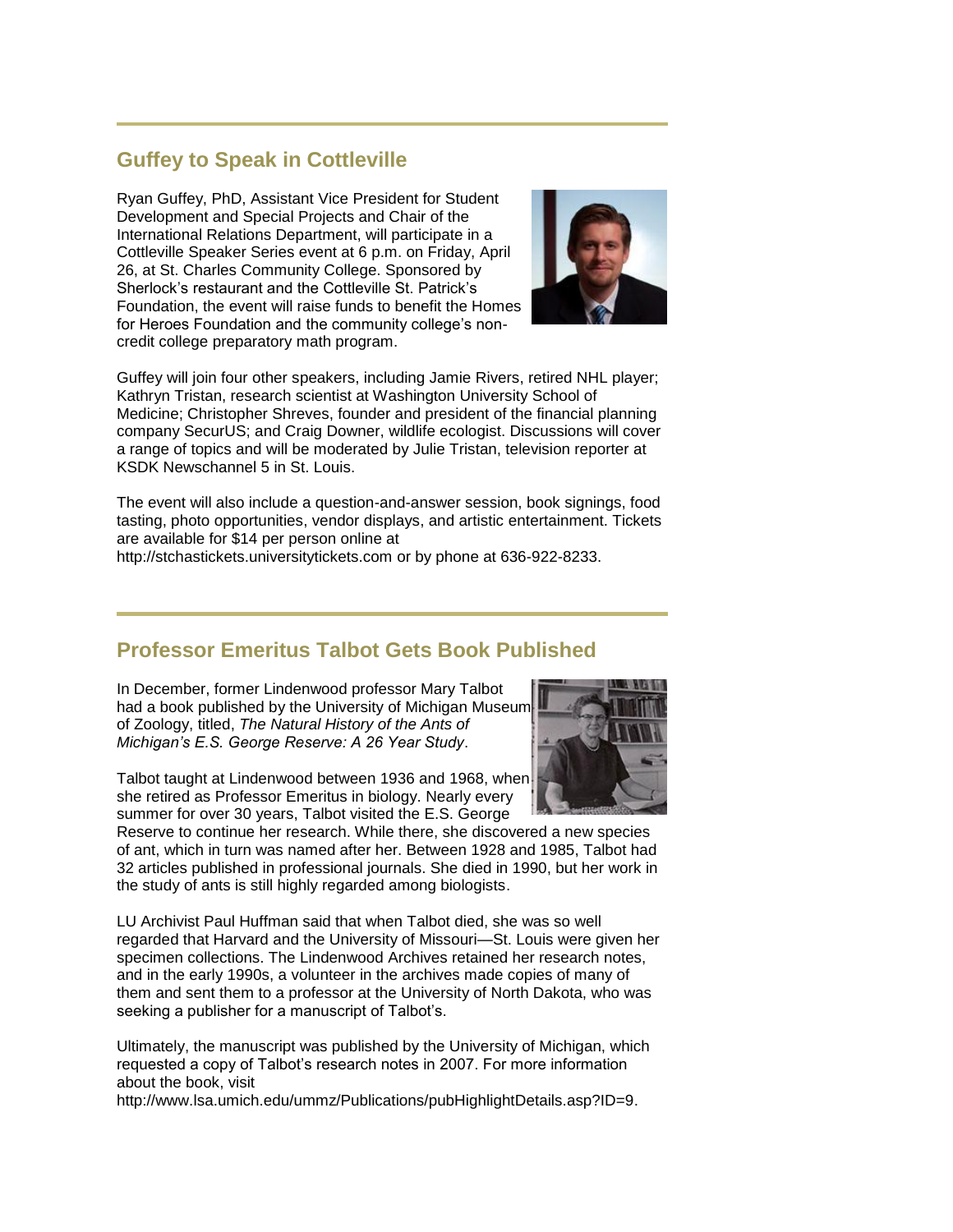## Guffey to Speak in Cottleville

Ryan Guffey, PhD, Assistant Vice President for Student Development and Special Projects and Chair of the International Relations Department, will participate in a Cottleville Speaker Series event at 6 p.m. on Friday, April 26, at St. Charles Community College. Sponsored by Sherlock's restaurant and the Cottleville St. Patrick's Foundation, the event will raise funds to benefit the Homes for Heroes Foundation and the community college's non-credit college preparatory math program.

Guffey will join four other speakers, including Jamie Rivers, retired NHL player; Kathryn Tristan, research scientist at Washington University School of Medicine; Christopher Shreves, founder and president of the financial planning company SecurUS; and Craig Downer, wildlife ecologist. Discussions will cover a range of topics and will be moderated by Julie Tristan, television reporter at KSDK Newschannel 5 in St. Louis.

The event will also include a question-and-answer session, book signings, food tasting, photo opportunities, vendor displays, and artistic entertainment. Tickets are available for $14 per person online at http://stchastickets.universitytickets.com or by phone at 636-922-8233.

## Professor Emeritus Talbot Gets Book Published

In December, former Lindenwood professor Mary Talbot had a book published by the University of Michigan Museum of Zoology, titled, *The Natural History of the Ants of Michigan's E.S. George Reserve: A 26 Year Study*.

Talbot taught at Lindenwood between 1936 and 1968, when she retired as Professor Emeritus in biology. Nearly every summer for over 30 years, Talbot visited the E.S. George Reserve to continue her research. While there, she discovered a new species of ant, which in turn was named after her. Between 1928 and 1985, Talbot had 32 articles published in professional journals. She died in 1990, but her work in the study of ants is still highly regarded among biologists.

LU Archivist Paul Huffman said that when Talbot died, she was so well regarded that Harvard and the University of Missouri—St. Louis were given her specimen collections. The Lindenwood Archives retained her research notes, and in the early 1990s, a volunteer in the archives made copies of many of them and sent them to a professor at the University of North Dakota, who was seeking a publisher for a manuscript of Talbot's.

Ultimately, the manuscript was published by the University of Michigan, which requested a copy of Talbot's research notes in 2007. For more information about the book, visit http://www.lsa.umich.edu/ummz/Publications/pubHighlightDetails.asp?ID=9.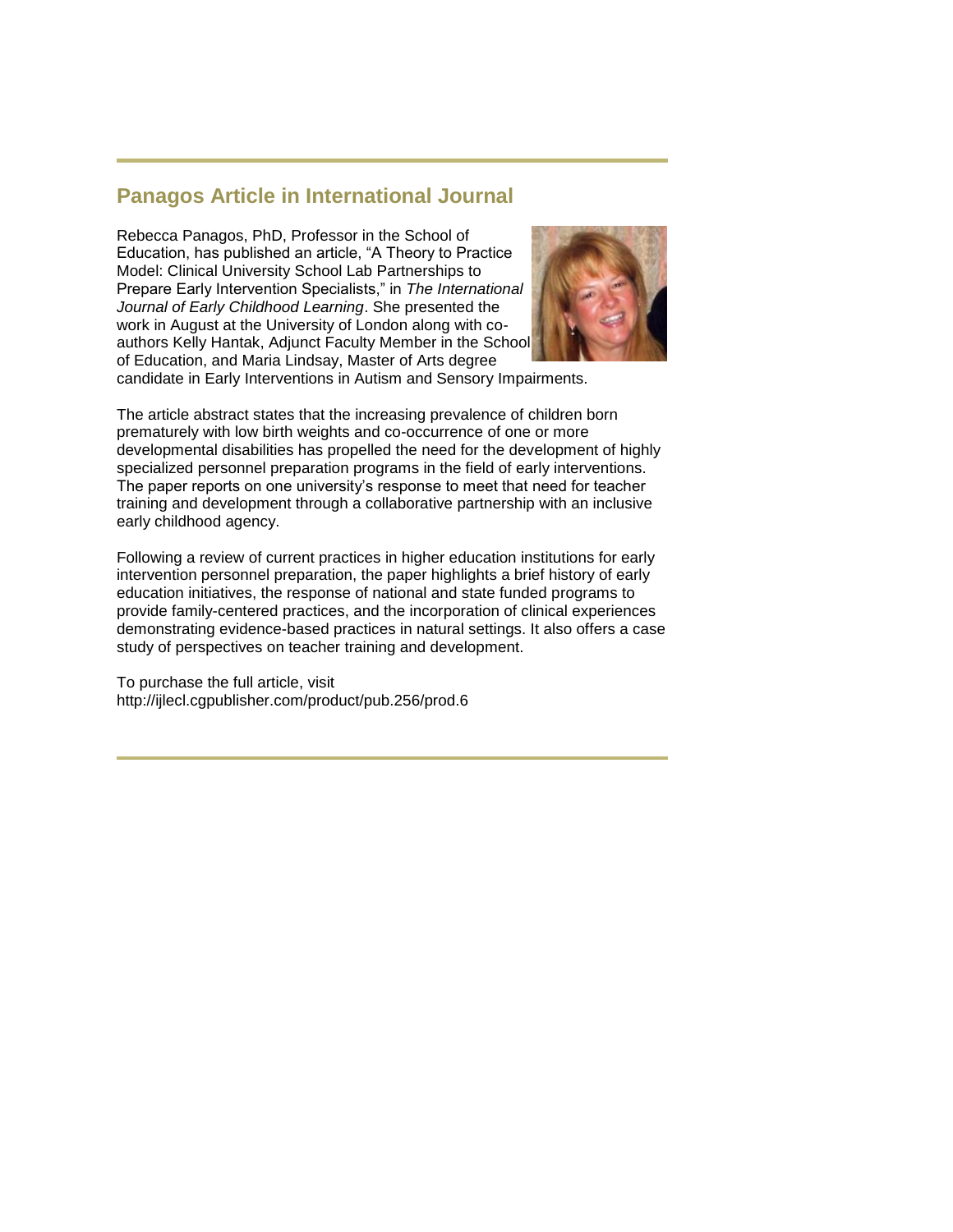## Panagos Article in International Journal

Rebecca Panagos, PhD, Professor in the School of Education, has published an article, "A Theory to Practice Model: Clinical University School Lab Partnerships to Prepare Early Intervention Specialists," in *The International Journal of Early Childhood Learning*. She presented the work in August at the University of London along with co-authors Kelly Hantak, Adjunct Faculty Member in the School of Education, and Maria Lindsay, Master of Arts degree candidate in Early Interventions in Autism and Sensory Impairments.

The article abstract states that the increasing prevalence of children born prematurely with low birth weights and co-occurrence of one or more developmental disabilities has propelled the need for the development of highly specialized personnel preparation programs in the field of early interventions. The paper reports on one university's response to meet that need for teacher training and development through a collaborative partnership with an inclusive early childhood agency.

Following a review of current practices in higher education institutions for early intervention personnel preparation, the paper highlights a brief history of early education initiatives, the response of national and state funded programs to provide family-centered practices, and the incorporation of clinical experiences demonstrating evidence-based practices in natural settings. It also offers a case study of perspectives on teacher training and development.

To purchase the full article, visit
http://ijlecl.cgpublisher.com/product/pub.256/prod.6